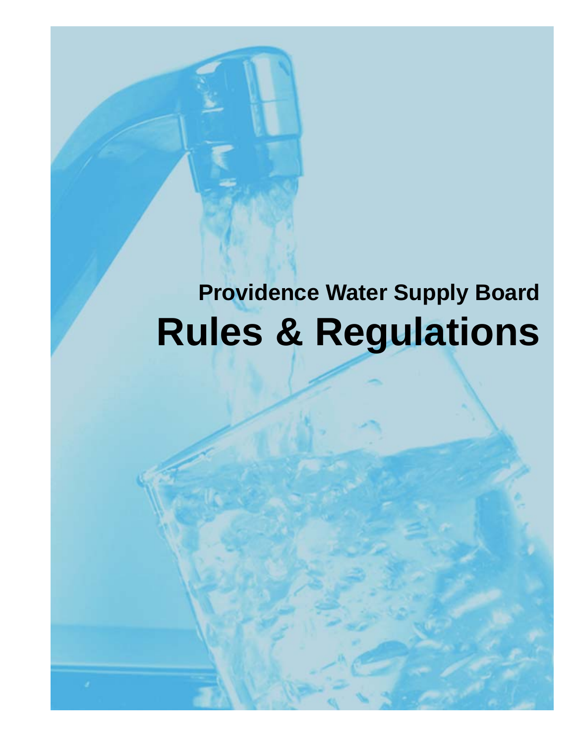## Providence Water Supply Board

# Rules & Regulations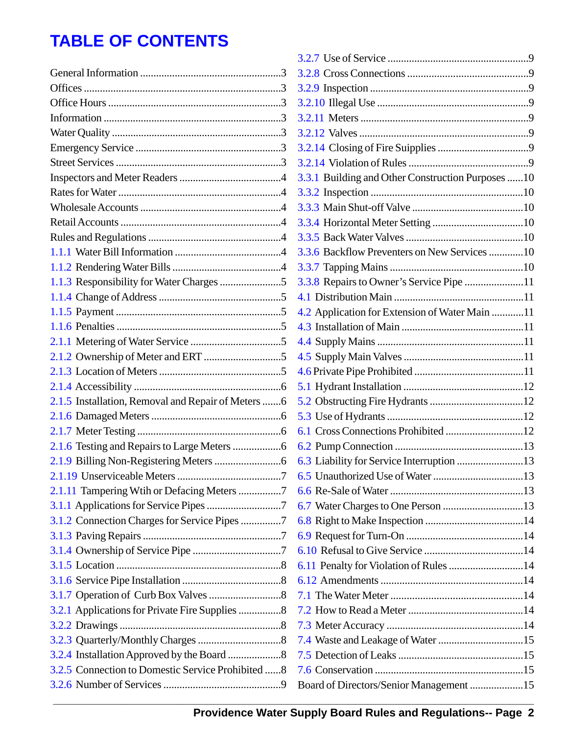# TABLE OF CONTENTS

General Information ....................................................3
Offices ....................................................3
Office Hours ....................................................3
Information ....................................................3
Water Quality ....................................................3
Emergency Service ....................................................3
Street Services ....................................................3
Inspectors and Meter Readers ....................................................4
Rates for Water ....................................................4
Wholesale Accounts ....................................................4
Retail Accounts ....................................................4
Rules and Regulations ....................................................4
1.1.1 Water Bill Information ....................................................4
1.1.2 Rendering Water Bills ....................................................4
1.1.3 Responsibility for Water Charges ....................................................5
1.1.4 Change of Address ....................................................5
1.1.5 Payment ....................................................5
1.1.6 Penalties ....................................................5
2.1.1 Metering of Water Service ....................................................5
2.1.2 Ownership of Meter and ERT ....................................................5
2.1.3 Location of Meters ....................................................5
2.1.4 Accessibility ....................................................6
2.1.5 Installation, Removal and Repair of Meters ....................................................6
2.1.6 Damaged Meters ....................................................6
2.1.7 Meter Testing ....................................................6
2.1.6 Testing and Repairs to Large Meters ....................................................6
2.1.9 Billing Non-Registering Meters ....................................................6
2.1.19 Unserviceable Meters ....................................................7
2.1.11 Tampering Wtih or Defacing Meters ....................................................7
3.1.1 Applications for Service Pipes ....................................................7
3.1.2 Connection Charges for Service Pipes ....................................................7
3.1.3 Paving Repairs ....................................................7
3.1.4 Ownership of Service Pipe ....................................................7
3.1.5 Location ....................................................8
3.1.6 Service Pipe Installation ....................................................8
3.1.7 Operation of Curb Box Valves ....................................................8
3.2.1 Applications for Private Fire Supplies ....................................................8
3.2.2 Drawings ....................................................8
3.2.3 Quarterly/Monthly Charges ....................................................8
3.2.4 Installation Approved by the Board ....................................................8
3.2.5 Connection to Domestic Service Prohibited ....................................................8
3.2.6 Number of Services ....................................................9
3.2.7 Use of Service ....................................................9
3.2.8 Cross Connections ....................................................9
3.2.9 Inspection ....................................................9
3.2.10 Illegal Use ....................................................9
3.2.11 Meters ....................................................9
3.2.12 Valves ....................................................9
3.2.14 Closing of Fire Suipplies ....................................................9
3.2.14 Violation of Rules ....................................................9
3.3.1 Building and Other Construction Purposes ....................................................10
3.3.2 Inspection ....................................................10
3.3.3 Main Shut-off Valve ....................................................10
3.3.4 Horizontal Meter Setting ....................................................10
3.3.5 Back Water Valves ....................................................10
3.3.6 Backflow Preventers on New Services ....................................................10
3.3.7 Tapping Mains ....................................................10
3.3.8 Repairs to Owner's Service Pipe ....................................................11
4.1 Distribution Main ....................................................11
4.2 Application for Extension of Water Main ....................................................11
4.3 Installation of Main ....................................................11
4.4 Supply Mains ....................................................11
4.5 Supply Main Valves ....................................................11
4.6 Private Pipe Prohibited ....................................................11
5.1 Hydrant Installation ....................................................12
5.2 Obstructing Fire Hydrants ....................................................12
5.3 Use of Hydrants ....................................................12
6.1 Cross Connections Prohibited ....................................................12
6.2 Pump Connection ....................................................13
6.3 Liability for Service Interruption ....................................................13
6.5 Unauthorized Use of Water ....................................................13
6.6 Re-Sale of Water ....................................................13
6.7 Water Charges to One Person ....................................................13
6.8 Right to Make Inspection ....................................................14
6.9 Request for Turn-On ....................................................14
6.10 Refusal to Give Service ....................................................14
6.11 Penalty for Violation of Rules ....................................................14
6.12 Amendments ....................................................14
7.1 The Water Meter ....................................................14
7.2 How to Read a Meter ....................................................14
7.3 Meter Accuracy ....................................................14
7.4 Waste and Leakage of Water ....................................................15
7.5 Detection of Leaks ....................................................15
7.6 Conservation ....................................................15
Board of Directors/Senior Management ....................................................15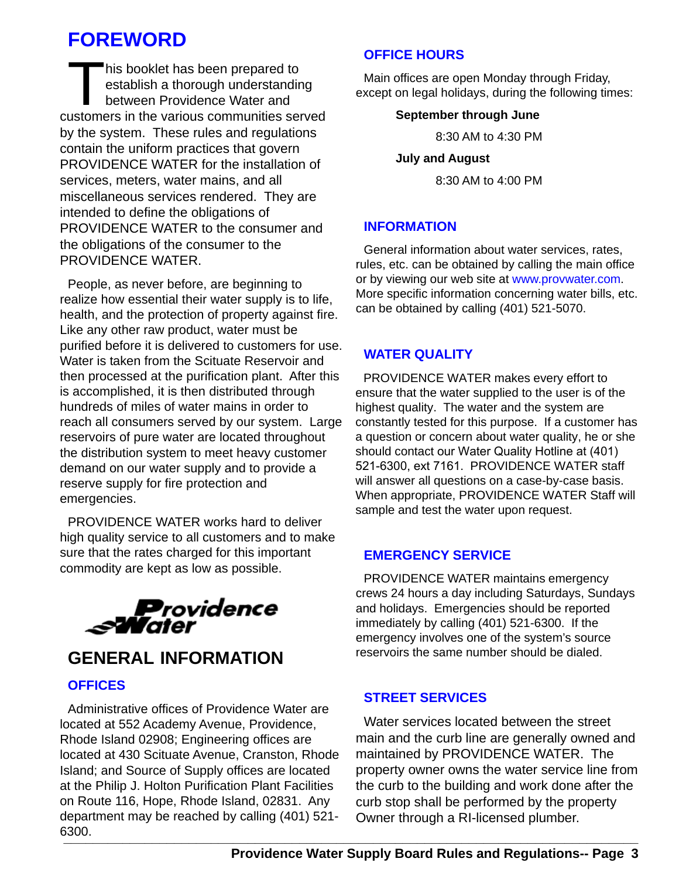# FOREWORD

This booklet has been prepared to establish a thorough understanding between Providence Water and customers in the various communities served by the system. These rules and regulations contain the uniform practices that govern PROVIDENCE WATER for the installation of services, meters, water mains, and all miscellaneous services rendered. They are intended to define the obligations of PROVIDENCE WATER to the consumer and the obligations of the consumer to the PROVIDENCE WATER.

People, as never before, are beginning to realize how essential their water supply is to life, health, and the protection of property against fire. Like any other raw product, water must be purified before it is delivered to customers for use. Water is taken from the Scituate Reservoir and then processed at the purification plant. After this is accomplished, it is then distributed through hundreds of miles of water mains in order to reach all consumers served by our system. Large reservoirs of pure water are located throughout the distribution system to meet heavy customer demand on our water supply and to provide a reserve supply for fire protection and emergencies.

PROVIDENCE WATER works hard to deliver high quality service to all customers and to make sure that the rates charged for this important commodity are kept as low as possible.

Providence Water

# GENERAL INFORMATION

## OFFICES

Administrative offices of Providence Water are located at 552 Academy Avenue, Providence, Rhode Island 02908; Engineering offices are located at 430 Scituate Avenue, Cranston, Rhode Island; and Source of Supply offices are located at the Philip J. Holton Purification Plant Facilities on Route 116, Hope, Rhode Island, 02831. Any department may be reached by calling (401) 521-6300.

## OFFICE HOURS

Main offices are open Monday through Friday, except on legal holidays, during the following times:

**September through June**

8:30 AM to 4:30 PM

**July and August**

8:30 AM to 4:00 PM

## INFORMATION

General information about water services, rates, rules, etc. can be obtained by calling the main office or by viewing our web site at www.provwater.com. More specific information concerning water bills, etc. can be obtained by calling (401) 521-5070.

## WATER QUALITY

PROVIDENCE WATER makes every effort to ensure that the water supplied to the user is of the highest quality. The water and the system are constantly tested for this purpose. If a customer has a question or concern about water quality, he or she should contact our Water Quality Hotline at (401) 521-6300, ext 7161. PROVIDENCE WATER staff will answer all questions on a case-by-case basis. When appropriate, PROVIDENCE WATER Staff will sample and test the water upon request.

## EMERGENCY SERVICE

PROVIDENCE WATER maintains emergency crews 24 hours a day including Saturdays, Sundays and holidays. Emergencies should be reported immediately by calling (401) 521-6300. If the emergency involves one of the system's source reservoirs the same number should be dialed.

## STREET SERVICES

Water services located between the street main and the curb line are generally owned and maintained by PROVIDENCE WATER. The property owner owns the water service line from the curb to the building and work done after the curb stop shall be performed by the property Owner through a RI-licensed plumber.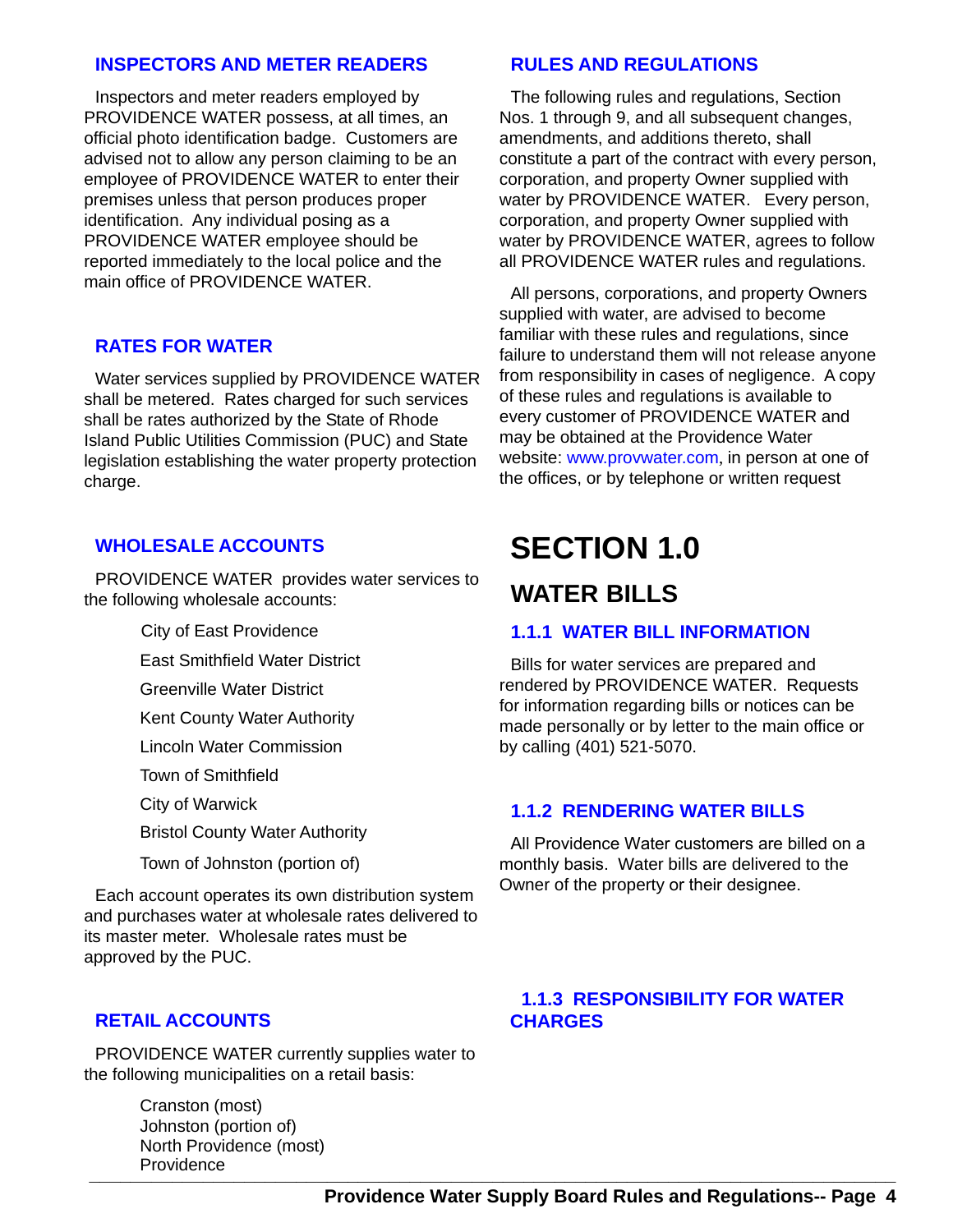### INSPECTORS AND METER READERS

Inspectors and meter readers employed by PROVIDENCE WATER possess, at all times, an official photo identification badge. Customers are advised not to allow any person claiming to be an employee of PROVIDENCE WATER to enter their premises unless that person produces proper identification. Any individual posing as a PROVIDENCE WATER employee should be reported immediately to the local police and the main office of PROVIDENCE WATER.

### RATES FOR WATER

Water services supplied by PROVIDENCE WATER shall be metered. Rates charged for such services shall be rates authorized by the State of Rhode Island Public Utilities Commission (PUC) and State legislation establishing the water property protection charge.

### WHOLESALE ACCOUNTS

PROVIDENCE WATER provides water services to the following wholesale accounts:

- City of East Providence
- East Smithfield Water District
- Greenville Water District
- Kent County Water Authority
- Lincoln Water Commission
- Town of Smithfield
- City of Warwick
- Bristol County Water Authority
- Town of Johnston (portion of)

Each account operates its own distribution system and purchases water at wholesale rates delivered to its master meter. Wholesale rates must be approved by the PUC.

### RETAIL ACCOUNTS

PROVIDENCE WATER currently supplies water to the following municipalities on a retail basis:

- Cranston (most)
- Johnston (portion of)
- North Providence (most)
- Providence

### RULES AND REGULATIONS

The following rules and regulations, Section Nos. 1 through 9, and all subsequent changes, amendments, and additions thereto, shall constitute a part of the contract with every person, corporation, and property Owner supplied with water by PROVIDENCE WATER. Every person, corporation, and property Owner supplied with water by PROVIDENCE WATER, agrees to follow all PROVIDENCE WATER rules and regulations.

All persons, corporations, and property Owners supplied with water, are advised to become familiar with these rules and regulations, since failure to understand them will not release anyone from responsibility in cases of negligence. A copy of these rules and regulations is available to every customer of PROVIDENCE WATER and may be obtained at the Providence Water website: www.provwater.com, in person at one of the offices, or by telephone or written request

# SECTION 1.0

## WATER BILLS

### 1.1.1 WATER BILL INFORMATION

Bills for water services are prepared and rendered by PROVIDENCE WATER. Requests for information regarding bills or notices can be made personally or by letter to the main office or by calling (401) 521-5070.

### 1.1.2 RENDERING WATER BILLS

All Providence Water customers are billed on a monthly basis. Water bills are delivered to the Owner of the property or their designee.

### 1.1.3 RESPONSIBILITY FOR WATER CHARGES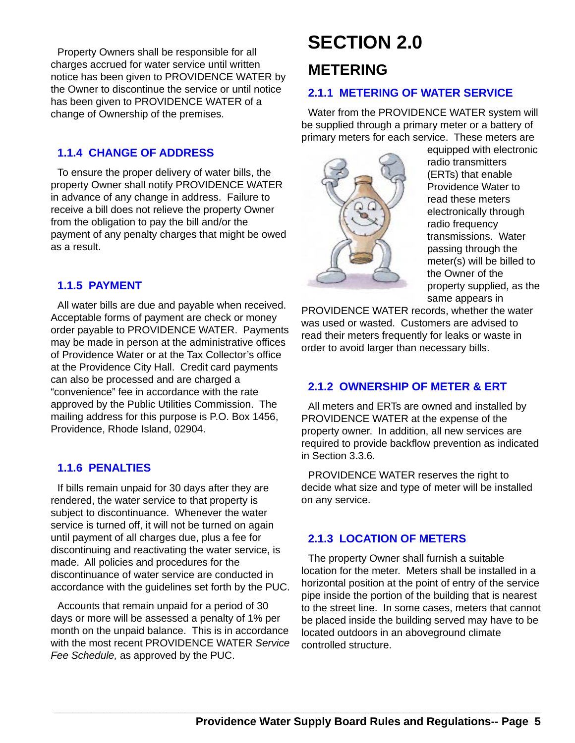Property Owners shall be responsible for all charges accrued for water service until written notice has been given to PROVIDENCE WATER by the Owner to discontinue the service or until notice has been given to PROVIDENCE WATER of a change of Ownership of the premises.

### 1.1.4 CHANGE OF ADDRESS

To ensure the proper delivery of water bills, the property Owner shall notify PROVIDENCE WATER in advance of any change in address. Failure to receive a bill does not relieve the property Owner from the obligation to pay the bill and/or the payment of any penalty charges that might be owed as a result.

### 1.1.5 PAYMENT

All water bills are due and payable when received. Acceptable forms of payment are check or money order payable to PROVIDENCE WATER. Payments may be made in person at the administrative offices of Providence Water or at the Tax Collector's office at the Providence City Hall. Credit card payments can also be processed and are charged a "convenience" fee in accordance with the rate approved by the Public Utilities Commission. The mailing address for this purpose is P.O. Box 1456, Providence, Rhode Island, 02904.

### 1.1.6 PENALTIES

If bills remain unpaid for 30 days after they are rendered, the water service to that property is subject to discontinuance. Whenever the water service is turned off, it will not be turned on again until payment of all charges due, plus a fee for discontinuing and reactivating the water service, is made. All policies and procedures for the discontinuance of water service are conducted in accordance with the guidelines set forth by the PUC.

Accounts that remain unpaid for a period of 30 days or more will be assessed a penalty of 1% per month on the unpaid balance. This is in accordance with the most recent PROVIDENCE WATER *Service Fee Schedule,* as approved by the PUC.

# SECTION 2.0

## METERING

### 2.1.1 METERING OF WATER SERVICE

Water from the PROVIDENCE WATER system will be supplied through a primary meter or a battery of primary meters for each service. These meters are equipped with electronic radio transmitters (ERTs) that enable Providence Water to read these meters electronically through radio frequency transmissions. Water passing through the meter(s) will be billed to the Owner of the property supplied, as the same appears in PROVIDENCE WATER records, whether the water was used or wasted. Customers are advised to read their meters frequently for leaks or waste in order to avoid larger than necessary bills.

### 2.1.2 OWNERSHIP OF METER & ERT

All meters and ERTs are owned and installed by PROVIDENCE WATER at the expense of the property owner. In addition, all new services are required to provide backflow prevention as indicated in Section 3.3.6.

PROVIDENCE WATER reserves the right to decide what size and type of meter will be installed on any service.

### 2.1.3 LOCATION OF METERS

The property Owner shall furnish a suitable location for the meter. Meters shall be installed in a horizontal position at the point of entry of the service pipe inside the portion of the building that is nearest to the street line. In some cases, meters that cannot be placed inside the building served may have to be located outdoors in an aboveground climate controlled structure.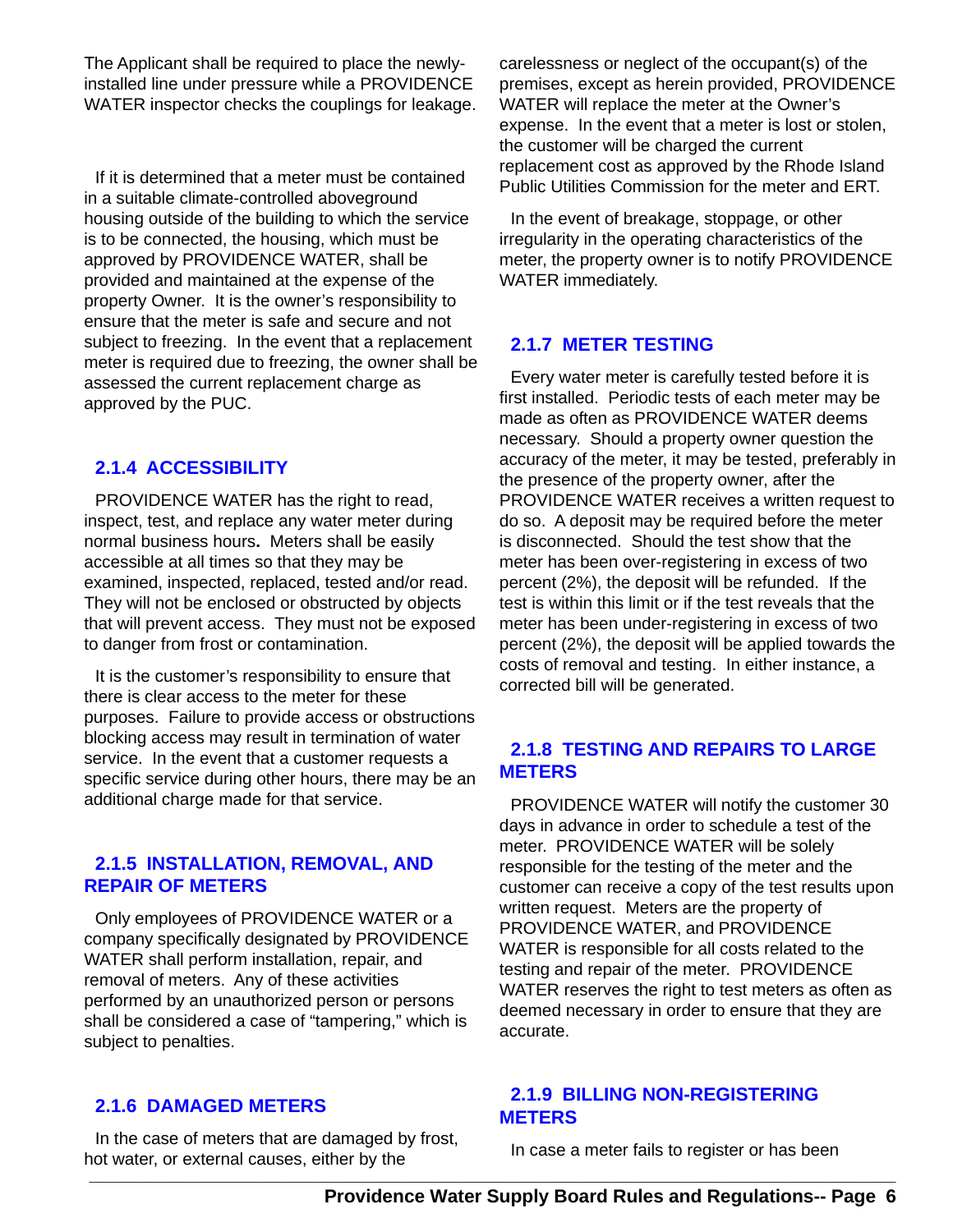The Applicant shall be required to place the newly-installed line under pressure while a PROVIDENCE WATER inspector checks the couplings for leakage.

If it is determined that a meter must be contained in a suitable climate-controlled aboveground housing outside of the building to which the service is to be connected, the housing, which must be approved by PROVIDENCE WATER, shall be provided and maintained at the expense of the property Owner. It is the owner's responsibility to ensure that the meter is safe and secure and not subject to freezing. In the event that a replacement meter is required due to freezing, the owner shall be assessed the current replacement charge as approved by the PUC.

### 2.1.4 ACCESSIBILITY

PROVIDENCE WATER has the right to read, inspect, test, and replace any water meter during normal business hours**.** Meters shall be easily accessible at all times so that they may be examined, inspected, replaced, tested and/or read. They will not be enclosed or obstructed by objects that will prevent access. They must not be exposed to danger from frost or contamination.

It is the customer's responsibility to ensure that there is clear access to the meter for these purposes. Failure to provide access or obstructions blocking access may result in termination of water service. In the event that a customer requests a specific service during other hours, there may be an additional charge made for that service.

### 2.1.5 INSTALLATION, REMOVAL, AND REPAIR OF METERS

Only employees of PROVIDENCE WATER or a company specifically designated by PROVIDENCE WATER shall perform installation, repair, and removal of meters. Any of these activities performed by an unauthorized person or persons shall be considered a case of "tampering," which is subject to penalties.

### 2.1.6 DAMAGED METERS

In the case of meters that are damaged by frost, hot water, or external causes, either by the carelessness or neglect of the occupant(s) of the premises, except as herein provided, PROVIDENCE WATER will replace the meter at the Owner's expense. In the event that a meter is lost or stolen, the customer will be charged the current replacement cost as approved by the Rhode Island Public Utilities Commission for the meter and ERT.

In the event of breakage, stoppage, or other irregularity in the operating characteristics of the meter, the property owner is to notify PROVIDENCE WATER immediately.

### 2.1.7 METER TESTING

Every water meter is carefully tested before it is first installed. Periodic tests of each meter may be made as often as PROVIDENCE WATER deems necessary. Should a property owner question the accuracy of the meter, it may be tested, preferably in the presence of the property owner, after the PROVIDENCE WATER receives a written request to do so. A deposit may be required before the meter is disconnected. Should the test show that the meter has been over-registering in excess of two percent (2%), the deposit will be refunded. If the test is within this limit or if the test reveals that the meter has been under-registering in excess of two percent (2%), the deposit will be applied towards the costs of removal and testing. In either instance, a corrected bill will be generated.

### 2.1.8 TESTING AND REPAIRS TO LARGE METERS

PROVIDENCE WATER will notify the customer 30 days in advance in order to schedule a test of the meter. PROVIDENCE WATER will be solely responsible for the testing of the meter and the customer can receive a copy of the test results upon written request. Meters are the property of PROVIDENCE WATER, and PROVIDENCE WATER is responsible for all costs related to the testing and repair of the meter. PROVIDENCE WATER reserves the right to test meters as often as deemed necessary in order to ensure that they are accurate.

### 2.1.9 BILLING NON-REGISTERING METERS

In case a meter fails to register or has been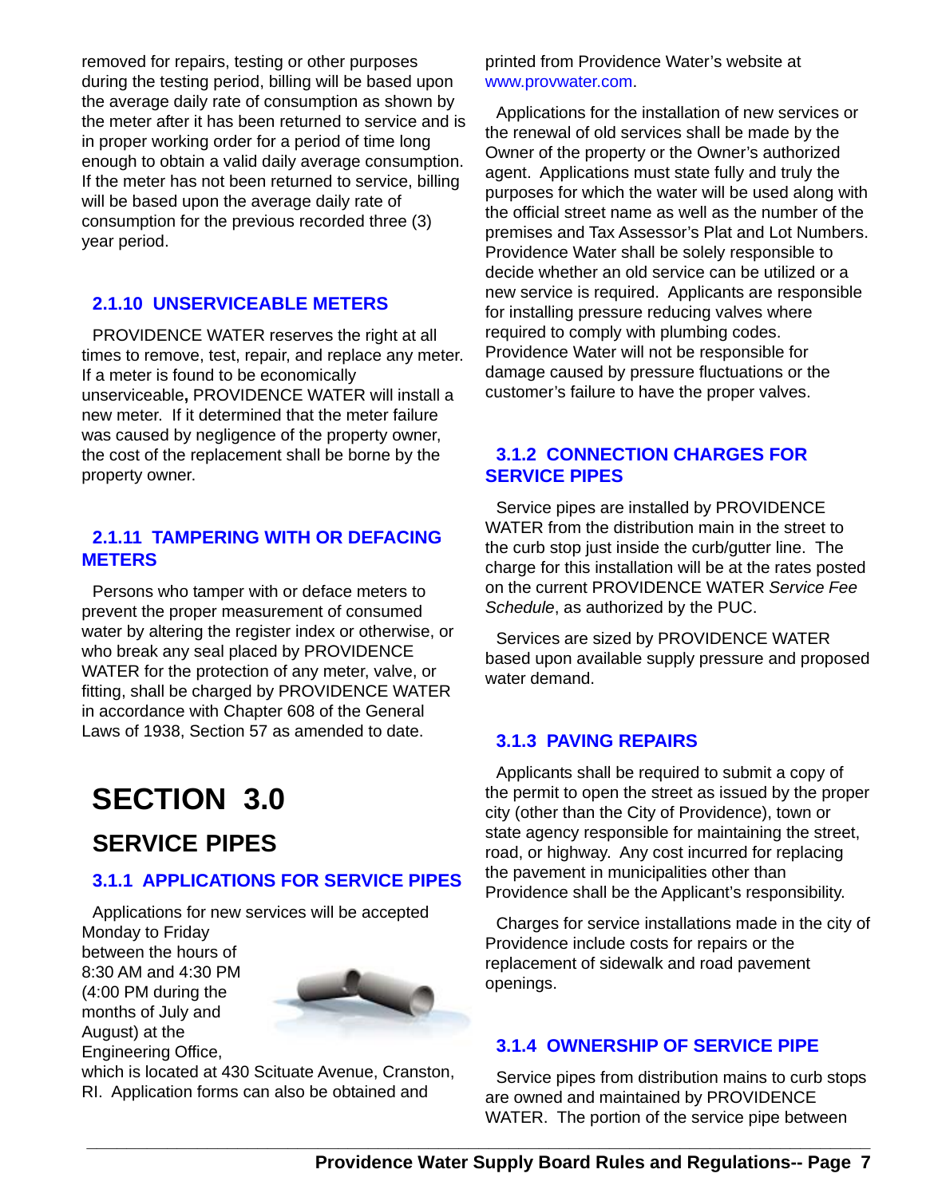removed for repairs, testing or other purposes during the testing period, billing will be based upon the average daily rate of consumption as shown by the meter after it has been returned to service and is in proper working order for a period of time long enough to obtain a valid daily average consumption. If the meter has not been returned to service, billing will be based upon the average daily rate of consumption for the previous recorded three (3) year period.

### 2.1.10 UNSERVICEABLE METERS

PROVIDENCE WATER reserves the right at all times to remove, test, repair, and replace any meter. If a meter is found to be economically unserviceable**,** PROVIDENCE WATER will install a new meter. If it determined that the meter failure was caused by negligence of the property owner, the cost of the replacement shall be borne by the property owner.

### 2.1.11 TAMPERING WITH OR DEFACING METERS

Persons who tamper with or deface meters to prevent the proper measurement of consumed water by altering the register index or otherwise, or who break any seal placed by PROVIDENCE WATER for the protection of any meter, valve, or fitting, shall be charged by PROVIDENCE WATER in accordance with Chapter 608 of the General Laws of 1938, Section 57 as amended to date.

# SECTION 3.0

## SERVICE PIPES

### 3.1.1 APPLICATIONS FOR SERVICE PIPES

Applications for new services will be accepted Monday to Friday between the hours of 8:30 AM and 4:30 PM (4:00 PM during the months of July and August) at the Engineering Office, which is located at 430 Scituate Avenue, Cranston, RI. Application forms can also be obtained and printed from Providence Water's website at www.provwater.com.

Applications for the installation of new services or the renewal of old services shall be made by the Owner of the property or the Owner's authorized agent. Applications must state fully and truly the purposes for which the water will be used along with the official street name as well as the number of the premises and Tax Assessor's Plat and Lot Numbers. Providence Water shall be solely responsible to decide whether an old service can be utilized or a new service is required. Applicants are responsible for installing pressure reducing valves where required to comply with plumbing codes. Providence Water will not be responsible for damage caused by pressure fluctuations or the customer's failure to have the proper valves.

### 3.1.2 CONNECTION CHARGES FOR SERVICE PIPES

Service pipes are installed by PROVIDENCE WATER from the distribution main in the street to the curb stop just inside the curb/gutter line. The charge for this installation will be at the rates posted on the current PROVIDENCE WATER *Service Fee Schedule*, as authorized by the PUC.

Services are sized by PROVIDENCE WATER based upon available supply pressure and proposed water demand.

### 3.1.3 PAVING REPAIRS

Applicants shall be required to submit a copy of the permit to open the street as issued by the proper city (other than the City of Providence), town or state agency responsible for maintaining the street, road, or highway. Any cost incurred for replacing the pavement in municipalities other than Providence shall be the Applicant's responsibility.

Charges for service installations made in the city of Providence include costs for repairs or the replacement of sidewalk and road pavement openings.

### 3.1.4 OWNERSHIP OF SERVICE PIPE

Service pipes from distribution mains to curb stops are owned and maintained by PROVIDENCE WATER. The portion of the service pipe between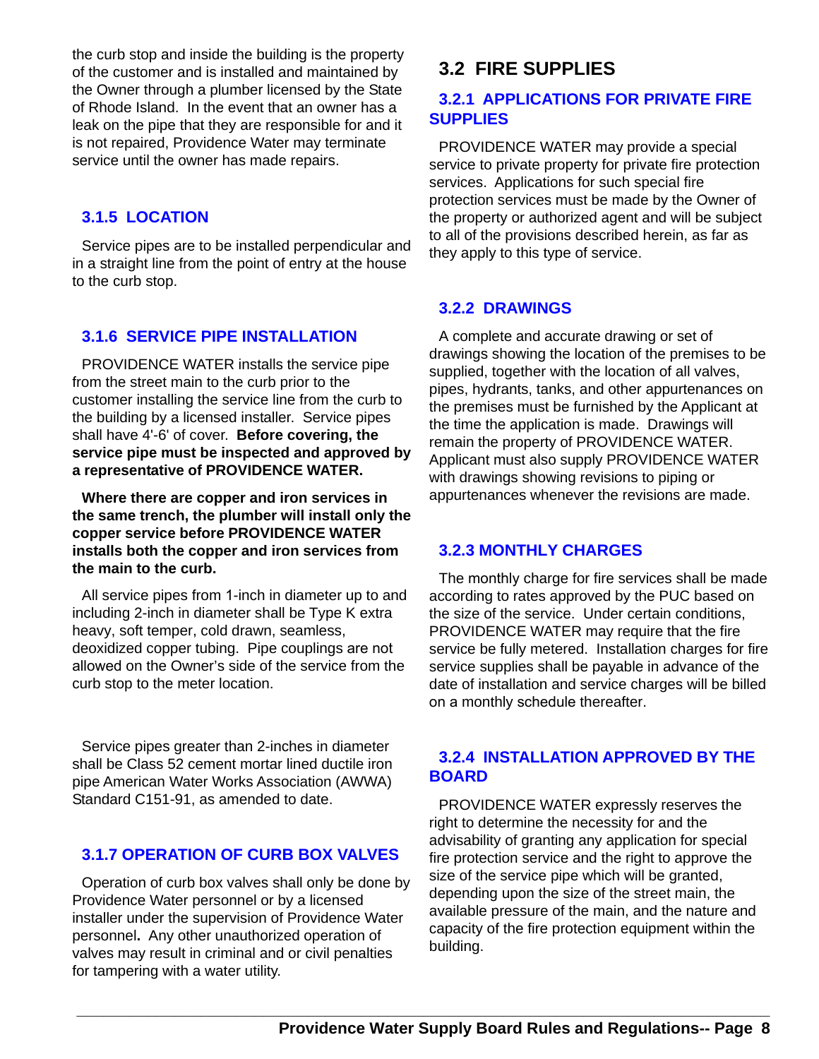the curb stop and inside the building is the property of the customer and is installed and maintained by the Owner through a plumber licensed by the State of Rhode Island. In the event that an owner has a leak on the pipe that they are responsible for and it is not repaired, Providence Water may terminate service until the owner has made repairs.

### 3.1.5 LOCATION

Service pipes are to be installed perpendicular and in a straight line from the point of entry at the house to the curb stop.

### 3.1.6 SERVICE PIPE INSTALLATION

PROVIDENCE WATER installs the service pipe from the street main to the curb prior to the customer installing the service line from the curb to the building by a licensed installer. Service pipes shall have 4'-6' of cover. **Before covering, the service pipe must be inspected and approved by a representative of PROVIDENCE WATER.**

**Where there are copper and iron services in the same trench, the plumber will install only the copper service before PROVIDENCE WATER installs both the copper and iron services from the main to the curb.**

All service pipes from 1-inch in diameter up to and including 2-inch in diameter shall be Type K extra heavy, soft temper, cold drawn, seamless, deoxidized copper tubing. Pipe couplings are not allowed on the Owner's side of the service from the curb stop to the meter location.

Service pipes greater than 2-inches in diameter shall be Class 52 cement mortar lined ductile iron pipe American Water Works Association (AWWA) Standard C151-91, as amended to date.

### 3.1.7 OPERATION OF CURB BOX VALVES

Operation of curb box valves shall only be done by Providence Water personnel or by a licensed installer under the supervision of Providence Water personnel**.** Any other unauthorized operation of valves may result in criminal and or civil penalties for tampering with a water utility.

## 3.2 FIRE SUPPLIES

### 3.2.1 APPLICATIONS FOR PRIVATE FIRE SUPPLIES

PROVIDENCE WATER may provide a special service to private property for private fire protection services. Applications for such special fire protection services must be made by the Owner of the property or authorized agent and will be subject to all of the provisions described herein, as far as they apply to this type of service.

### 3.2.2 DRAWINGS

A complete and accurate drawing or set of drawings showing the location of the premises to be supplied, together with the location of all valves, pipes, hydrants, tanks, and other appurtenances on the premises must be furnished by the Applicant at the time the application is made. Drawings will remain the property of PROVIDENCE WATER. Applicant must also supply PROVIDENCE WATER with drawings showing revisions to piping or appurtenances whenever the revisions are made.

### 3.2.3 MONTHLY CHARGES

The monthly charge for fire services shall be made according to rates approved by the PUC based on the size of the service. Under certain conditions, PROVIDENCE WATER may require that the fire service be fully metered. Installation charges for fire service supplies shall be payable in advance of the date of installation and service charges will be billed on a monthly schedule thereafter.

### 3.2.4 INSTALLATION APPROVED BY THE BOARD

PROVIDENCE WATER expressly reserves the right to determine the necessity for and the advisability of granting any application for special fire protection service and the right to approve the size of the service pipe which will be granted, depending upon the size of the street main, the available pressure of the main, and the nature and capacity of the fire protection equipment within the building.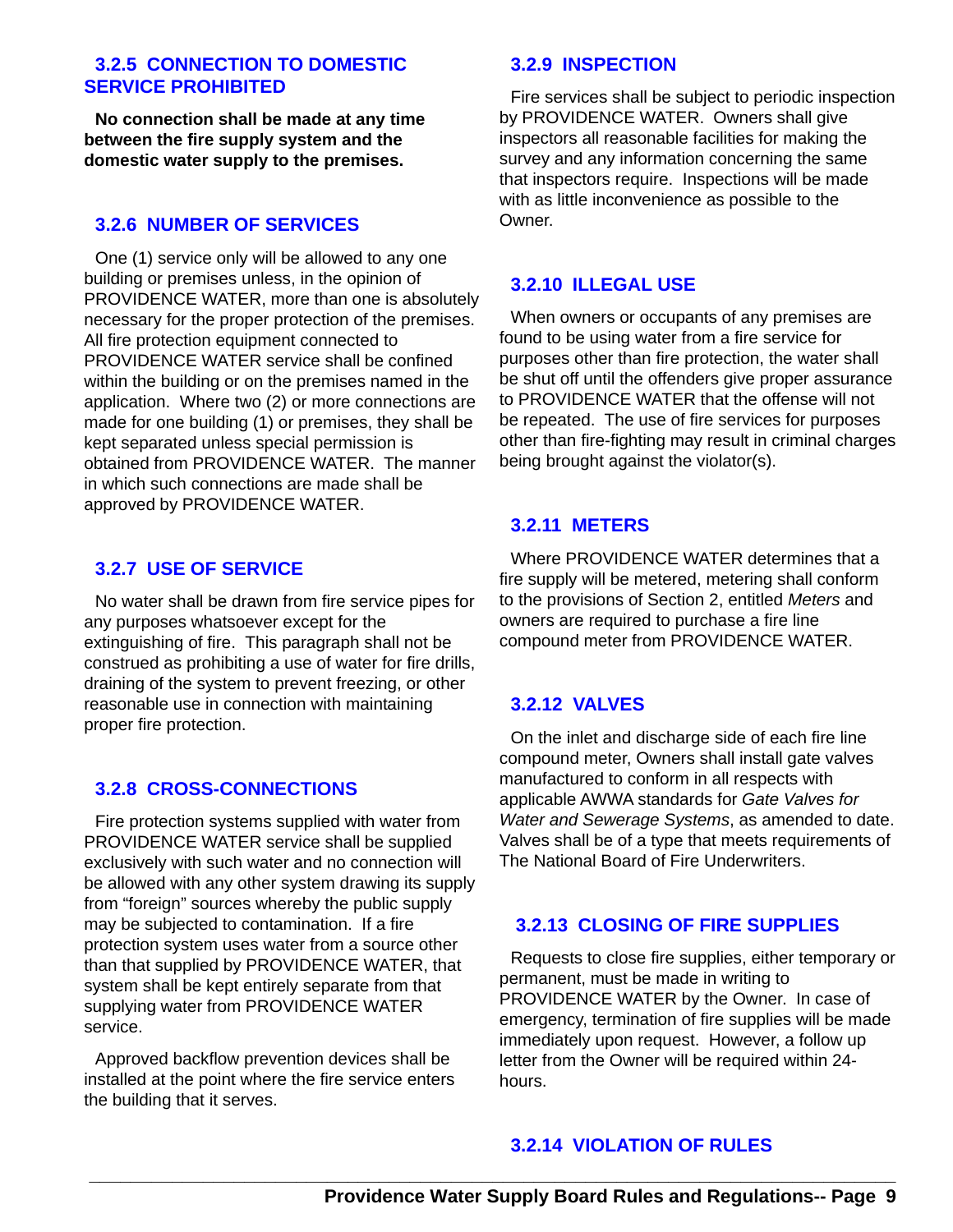### 3.2.5 CONNECTION TO DOMESTIC SERVICE PROHIBITED

**No connection shall be made at any time between the fire supply system and the domestic water supply to the premises.**

### 3.2.6 NUMBER OF SERVICES

One (1) service only will be allowed to any one building or premises unless, in the opinion of PROVIDENCE WATER, more than one is absolutely necessary for the proper protection of the premises. All fire protection equipment connected to PROVIDENCE WATER service shall be confined within the building or on the premises named in the application. Where two (2) or more connections are made for one building (1) or premises, they shall be kept separated unless special permission is obtained from PROVIDENCE WATER. The manner in which such connections are made shall be approved by PROVIDENCE WATER.

### 3.2.7 USE OF SERVICE

No water shall be drawn from fire service pipes for any purposes whatsoever except for the extinguishing of fire. This paragraph shall not be construed as prohibiting a use of water for fire drills, draining of the system to prevent freezing, or other reasonable use in connection with maintaining proper fire protection.

### 3.2.8 CROSS-CONNECTIONS

Fire protection systems supplied with water from PROVIDENCE WATER service shall be supplied exclusively with such water and no connection will be allowed with any other system drawing its supply from "foreign" sources whereby the public supply may be subjected to contamination. If a fire protection system uses water from a source other than that supplied by PROVIDENCE WATER, that system shall be kept entirely separate from that supplying water from PROVIDENCE WATER service.

Approved backflow prevention devices shall be installed at the point where the fire service enters the building that it serves.

### 3.2.9 INSPECTION

Fire services shall be subject to periodic inspection by PROVIDENCE WATER. Owners shall give inspectors all reasonable facilities for making the survey and any information concerning the same that inspectors require. Inspections will be made with as little inconvenience as possible to the Owner.

### 3.2.10 ILLEGAL USE

When owners or occupants of any premises are found to be using water from a fire service for purposes other than fire protection, the water shall be shut off until the offenders give proper assurance to PROVIDENCE WATER that the offense will not be repeated. The use of fire services for purposes other than fire-fighting may result in criminal charges being brought against the violator(s).

### 3.2.11 METERS

Where PROVIDENCE WATER determines that a fire supply will be metered, metering shall conform to the provisions of Section 2, entitled *Meters* and owners are required to purchase a fire line compound meter from PROVIDENCE WATER.

### 3.2.12 VALVES

On the inlet and discharge side of each fire line compound meter, Owners shall install gate valves manufactured to conform in all respects with applicable AWWA standards for *Gate Valves for Water and Sewerage Systems*, as amended to date. Valves shall be of a type that meets requirements of The National Board of Fire Underwriters.

### 3.2.13 CLOSING OF FIRE SUPPLIES

Requests to close fire supplies, either temporary or permanent, must be made in writing to PROVIDENCE WATER by the Owner. In case of emergency, termination of fire supplies will be made immediately upon request. However, a follow up letter from the Owner will be required within 24-hours.

### 3.2.14 VIOLATION OF RULES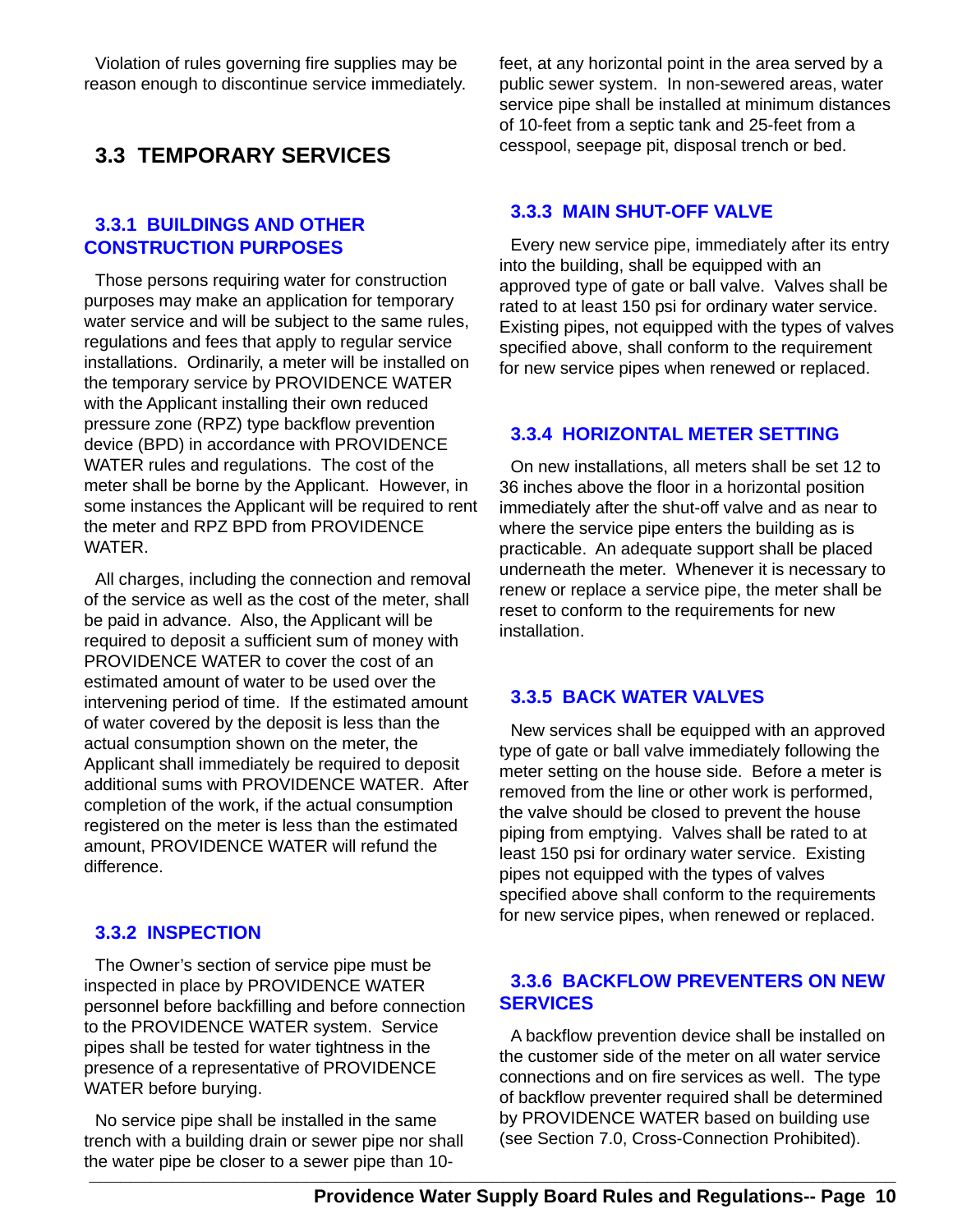Violation of rules governing fire supplies may be reason enough to discontinue service immediately.

## 3.3 TEMPORARY SERVICES

### 3.3.1 BUILDINGS AND OTHER CONSTRUCTION PURPOSES

Those persons requiring water for construction purposes may make an application for temporary water service and will be subject to the same rules, regulations and fees that apply to regular service installations. Ordinarily, a meter will be installed on the temporary service by PROVIDENCE WATER with the Applicant installing their own reduced pressure zone (RPZ) type backflow prevention device (BPD) in accordance with PROVIDENCE WATER rules and regulations. The cost of the meter shall be borne by the Applicant. However, in some instances the Applicant will be required to rent the meter and RPZ BPD from PROVIDENCE WATER.

All charges, including the connection and removal of the service as well as the cost of the meter, shall be paid in advance. Also, the Applicant will be required to deposit a sufficient sum of money with PROVIDENCE WATER to cover the cost of an estimated amount of water to be used over the intervening period of time. If the estimated amount of water covered by the deposit is less than the actual consumption shown on the meter, the Applicant shall immediately be required to deposit additional sums with PROVIDENCE WATER. After completion of the work, if the actual consumption registered on the meter is less than the estimated amount, PROVIDENCE WATER will refund the difference.

### 3.3.2 INSPECTION

The Owner's section of service pipe must be inspected in place by PROVIDENCE WATER personnel before backfilling and before connection to the PROVIDENCE WATER system. Service pipes shall be tested for water tightness in the presence of a representative of PROVIDENCE WATER before burying.

No service pipe shall be installed in the same trench with a building drain or sewer pipe nor shall the water pipe be closer to a sewer pipe than 10-feet, at any horizontal point in the area served by a public sewer system. In non-sewered areas, water service pipe shall be installed at minimum distances of 10-feet from a septic tank and 25-feet from a cesspool, seepage pit, disposal trench or bed.

### 3.3.3 MAIN SHUT-OFF VALVE

Every new service pipe, immediately after its entry into the building, shall be equipped with an approved type of gate or ball valve. Valves shall be rated to at least 150 psi for ordinary water service. Existing pipes, not equipped with the types of valves specified above, shall conform to the requirement for new service pipes when renewed or replaced.

### 3.3.4 HORIZONTAL METER SETTING

On new installations, all meters shall be set 12 to 36 inches above the floor in a horizontal position immediately after the shut-off valve and as near to where the service pipe enters the building as is practicable. An adequate support shall be placed underneath the meter. Whenever it is necessary to renew or replace a service pipe, the meter shall be reset to conform to the requirements for new installation.

### 3.3.5 BACK WATER VALVES

New services shall be equipped with an approved type of gate or ball valve immediately following the meter setting on the house side. Before a meter is removed from the line or other work is performed, the valve should be closed to prevent the house piping from emptying. Valves shall be rated to at least 150 psi for ordinary water service. Existing pipes not equipped with the types of valves specified above shall conform to the requirements for new service pipes, when renewed or replaced.

### 3.3.6 BACKFLOW PREVENTERS ON NEW SERVICES

A backflow prevention device shall be installed on the customer side of the meter on all water service connections and on fire services as well. The type of backflow preventer required shall be determined by PROVIDENCE WATER based on building use (see Section 7.0, Cross-Connection Prohibited).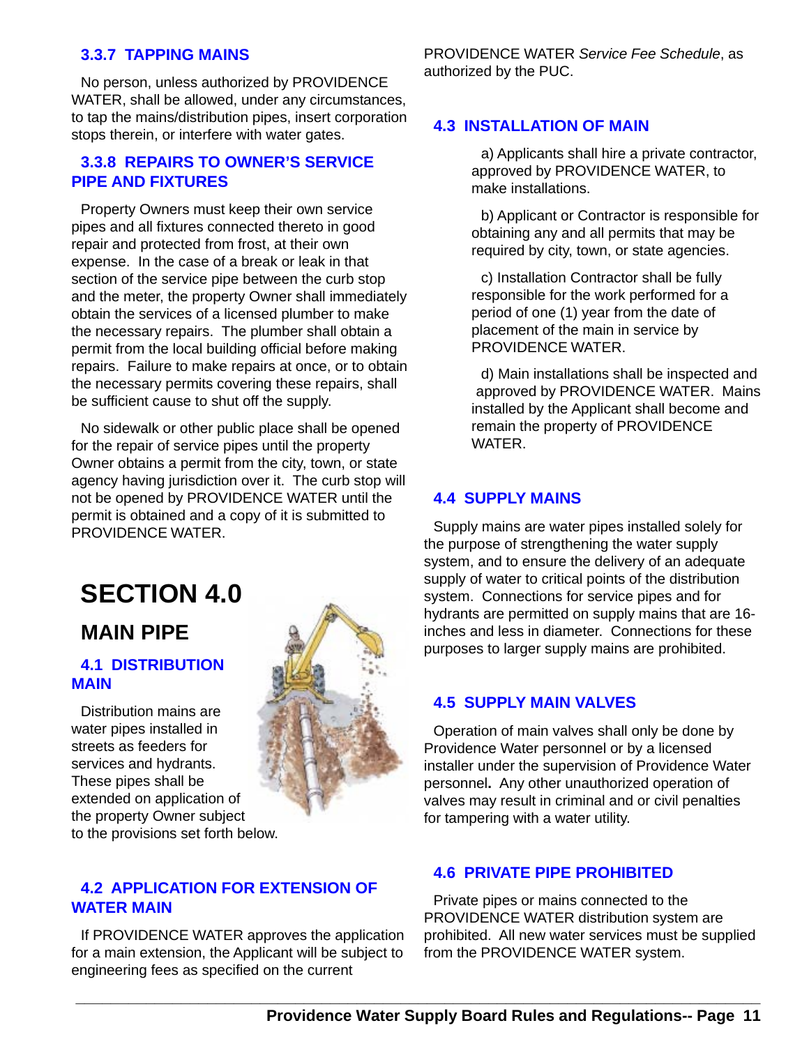### 3.3.7 TAPPING MAINS

No person, unless authorized by PROVIDENCE WATER, shall be allowed, under any circumstances, to tap the mains/distribution pipes, insert corporation stops therein, or interfere with water gates.

### 3.3.8 REPAIRS TO OWNER'S SERVICE PIPE AND FIXTURES

Property Owners must keep their own service pipes and all fixtures connected thereto in good repair and protected from frost, at their own expense. In the case of a break or leak in that section of the service pipe between the curb stop and the meter, the property Owner shall immediately obtain the services of a licensed plumber to make the necessary repairs. The plumber shall obtain a permit from the local building official before making repairs. Failure to make repairs at once, or to obtain the necessary permits covering these repairs, shall be sufficient cause to shut off the supply.

No sidewalk or other public place shall be opened for the repair of service pipes until the property Owner obtains a permit from the city, town, or state agency having jurisdiction over it. The curb stop will not be opened by PROVIDENCE WATER until the permit is obtained and a copy of it is submitted to PROVIDENCE WATER.

# SECTION 4.0

## MAIN PIPE

### 4.1 DISTRIBUTION MAIN

Distribution mains are water pipes installed in streets as feeders for services and hydrants. These pipes shall be extended on application of the property Owner subject to the provisions set forth below.

### 4.2 APPLICATION FOR EXTENSION OF WATER MAIN

If PROVIDENCE WATER approves the application for a main extension, the Applicant will be subject to engineering fees as specified on the current PROVIDENCE WATER *Service Fee Schedule*, as authorized by the PUC.

### 4.3 INSTALLATION OF MAIN

a) Applicants shall hire a private contractor, approved by PROVIDENCE WATER, to make installations.

b) Applicant or Contractor is responsible for obtaining any and all permits that may be required by city, town, or state agencies.

c) Installation Contractor shall be fully responsible for the work performed for a period of one (1) year from the date of placement of the main in service by PROVIDENCE WATER.

d) Main installations shall be inspected and approved by PROVIDENCE WATER. Mains installed by the Applicant shall become and remain the property of PROVIDENCE WATER.

### 4.4 SUPPLY MAINS

Supply mains are water pipes installed solely for the purpose of strengthening the water supply system, and to ensure the delivery of an adequate supply of water to critical points of the distribution system. Connections for service pipes and for hydrants are permitted on supply mains that are 16-inches and less in diameter. Connections for these purposes to larger supply mains are prohibited.

### 4.5 SUPPLY MAIN VALVES

Operation of main valves shall only be done by Providence Water personnel or by a licensed installer under the supervision of Providence Water personnel**.** Any other unauthorized operation of valves may result in criminal and or civil penalties for tampering with a water utility.

### 4.6 PRIVATE PIPE PROHIBITED

Private pipes or mains connected to the PROVIDENCE WATER distribution system are prohibited. All new water services must be supplied from the PROVIDENCE WATER system.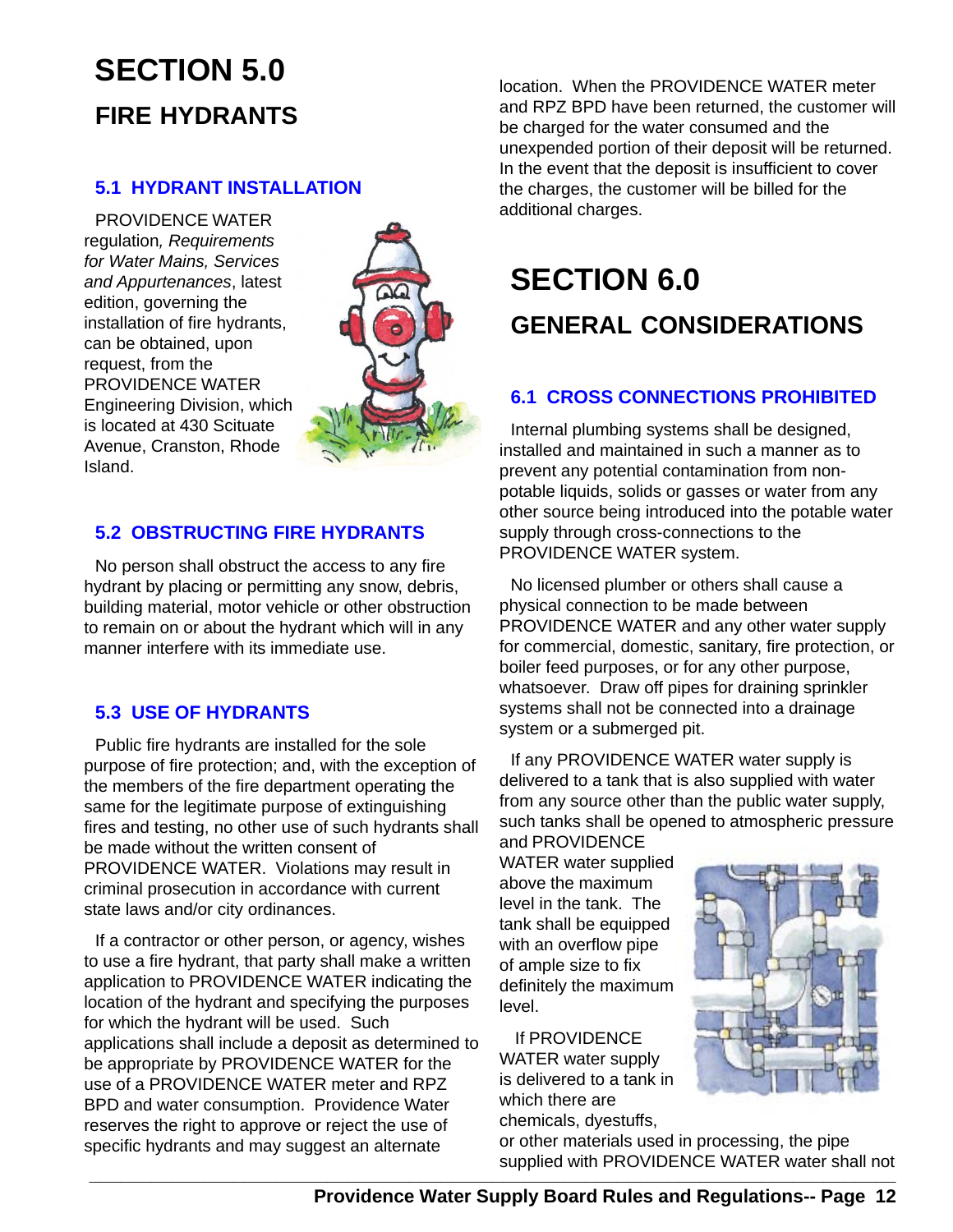# SECTION 5.0

## FIRE HYDRANTS

### 5.1 HYDRANT INSTALLATION

PROVIDENCE WATER regulation, *Requirements for Water Mains, Services and Appurtenances*, latest edition, governing the installation of fire hydrants, can be obtained, upon request, from the PROVIDENCE WATER Engineering Division, which is located at 430 Scituate Avenue, Cranston, Rhode Island.

### 5.2 OBSTRUCTING FIRE HYDRANTS

No person shall obstruct the access to any fire hydrant by placing or permitting any snow, debris, building material, motor vehicle or other obstruction to remain on or about the hydrant which will in any manner interfere with its immediate use.

### 5.3 USE OF HYDRANTS

Public fire hydrants are installed for the sole purpose of fire protection; and, with the exception of the members of the fire department operating the same for the legitimate purpose of extinguishing fires and testing, no other use of such hydrants shall be made without the written consent of PROVIDENCE WATER. Violations may result in criminal prosecution in accordance with current state laws and/or city ordinances.

If a contractor or other person, or agency, wishes to use a fire hydrant, that party shall make a written application to PROVIDENCE WATER indicating the location of the hydrant and specifying the purposes for which the hydrant will be used. Such applications shall include a deposit as determined to be appropriate by PROVIDENCE WATER for the use of a PROVIDENCE WATER meter and RPZ BPD and water consumption. Providence Water reserves the right to approve or reject the use of specific hydrants and may suggest an alternate location. When the PROVIDENCE WATER meter and RPZ BPD have been returned, the customer will be charged for the water consumed and the unexpended portion of their deposit will be returned. In the event that the deposit is insufficient to cover the charges, the customer will be billed for the additional charges.

# SECTION 6.0

## GENERAL CONSIDERATIONS

### 6.1 CROSS CONNECTIONS PROHIBITED

Internal plumbing systems shall be designed, installed and maintained in such a manner as to prevent any potential contamination from non-potable liquids, solids or gasses or water from any other source being introduced into the potable water supply through cross-connections to the PROVIDENCE WATER system.

No licensed plumber or others shall cause a physical connection to be made between PROVIDENCE WATER and any other water supply for commercial, domestic, sanitary, fire protection, or boiler feed purposes, or for any other purpose, whatsoever. Draw off pipes for draining sprinkler systems shall not be connected into a drainage system or a submerged pit.

If any PROVIDENCE WATER water supply is delivered to a tank that is also supplied with water from any source other than the public water supply, such tanks shall be opened to atmospheric pressure and PROVIDENCE WATER water supplied above the maximum level in the tank. The tank shall be equipped with an overflow pipe of ample size to fix definitely the maximum level.

If PROVIDENCE WATER water supply is delivered to a tank in which there are chemicals, dyestuffs, or other materials used in processing, the pipe supplied with PROVIDENCE WATER water shall not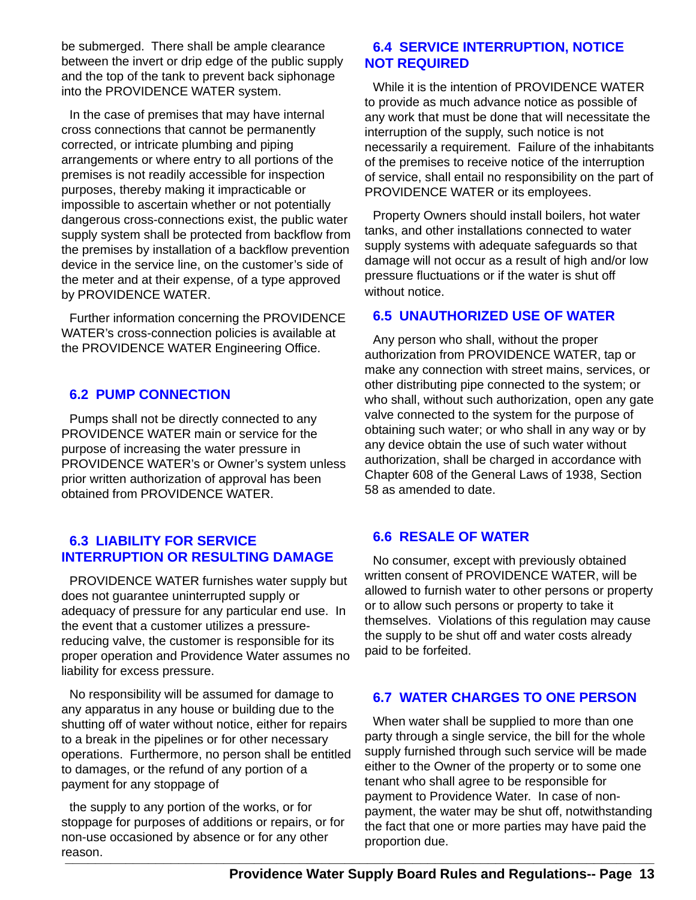be submerged. There shall be ample clearance between the invert or drip edge of the public supply and the top of the tank to prevent back siphonage into the PROVIDENCE WATER system.

In the case of premises that may have internal cross connections that cannot be permanently corrected, or intricate plumbing and piping arrangements or where entry to all portions of the premises is not readily accessible for inspection purposes, thereby making it impracticable or impossible to ascertain whether or not potentially dangerous cross-connections exist, the public water supply system shall be protected from backflow from the premises by installation of a backflow prevention device in the service line, on the customer's side of the meter and at their expense, of a type approved by PROVIDENCE WATER.

Further information concerning the PROVIDENCE WATER's cross-connection policies is available at the PROVIDENCE WATER Engineering Office.

## 6.2 PUMP CONNECTION

Pumps shall not be directly connected to any PROVIDENCE WATER main or service for the purpose of increasing the water pressure in PROVIDENCE WATER's or Owner's system unless prior written authorization of approval has been obtained from PROVIDENCE WATER.

## 6.3 LIABILITY FOR SERVICE INTERRUPTION OR RESULTING DAMAGE

PROVIDENCE WATER furnishes water supply but does not guarantee uninterrupted supply or adequacy of pressure for any particular end use. In the event that a customer utilizes a pressure-reducing valve, the customer is responsible for its proper operation and Providence Water assumes no liability for excess pressure.

No responsibility will be assumed for damage to any apparatus in any house or building due to the shutting off of water without notice, either for repairs to a break in the pipelines or for other necessary operations. Furthermore, no person shall be entitled to damages, or the refund of any portion of a payment for any stoppage of

the supply to any portion of the works, or for stoppage for purposes of additions or repairs, or for non-use occasioned by absence or for any other reason.

## 6.4 SERVICE INTERRUPTION, NOTICE NOT REQUIRED

While it is the intention of PROVIDENCE WATER to provide as much advance notice as possible of any work that must be done that will necessitate the interruption of the supply, such notice is not necessarily a requirement. Failure of the inhabitants of the premises to receive notice of the interruption of service, shall entail no responsibility on the part of PROVIDENCE WATER or its employees.

Property Owners should install boilers, hot water tanks, and other installations connected to water supply systems with adequate safeguards so that damage will not occur as a result of high and/or low pressure fluctuations or if the water is shut off without notice.

## 6.5 UNAUTHORIZED USE OF WATER

Any person who shall, without the proper authorization from PROVIDENCE WATER, tap or make any connection with street mains, services, or other distributing pipe connected to the system; or who shall, without such authorization, open any gate valve connected to the system for the purpose of obtaining such water; or who shall in any way or by any device obtain the use of such water without authorization, shall be charged in accordance with Chapter 608 of the General Laws of 1938, Section 58 as amended to date.

## 6.6 RESALE OF WATER

No consumer, except with previously obtained written consent of PROVIDENCE WATER, will be allowed to furnish water to other persons or property or to allow such persons or property to take it themselves. Violations of this regulation may cause the supply to be shut off and water costs already paid to be forfeited.

## 6.7 WATER CHARGES TO ONE PERSON

When water shall be supplied to more than one party through a single service, the bill for the whole supply furnished through such service will be made either to the Owner of the property or to some one tenant who shall agree to be responsible for payment to Providence Water. In case of non-payment, the water may be shut off, notwithstanding the fact that one or more parties may have paid the proportion due.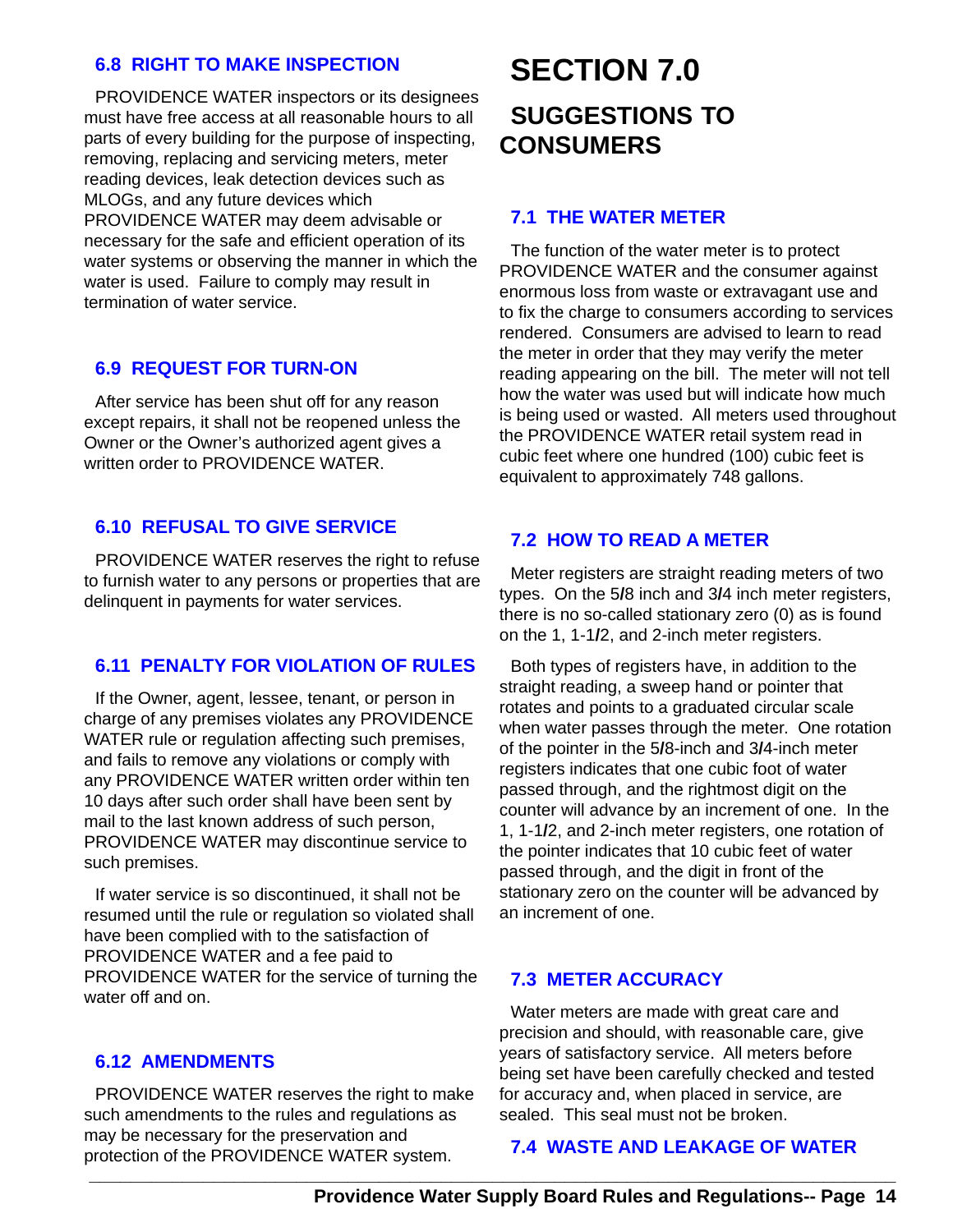### 6.8 RIGHT TO MAKE INSPECTION

PROVIDENCE WATER inspectors or its designees must have free access at all reasonable hours to all parts of every building for the purpose of inspecting, removing, replacing and servicing meters, meter reading devices, leak detection devices such as MLOGs, and any future devices which PROVIDENCE WATER may deem advisable or necessary for the safe and efficient operation of its water systems or observing the manner in which the water is used. Failure to comply may result in termination of water service.

### 6.9 REQUEST FOR TURN-ON

After service has been shut off for any reason except repairs, it shall not be reopened unless the Owner or the Owner's authorized agent gives a written order to PROVIDENCE WATER.

### 6.10 REFUSAL TO GIVE SERVICE

PROVIDENCE WATER reserves the right to refuse to furnish water to any persons or properties that are delinquent in payments for water services.

### 6.11 PENALTY FOR VIOLATION OF RULES

If the Owner, agent, lessee, tenant, or person in charge of any premises violates any PROVIDENCE WATER rule or regulation affecting such premises, and fails to remove any violations or comply with any PROVIDENCE WATER written order within ten 10 days after such order shall have been sent by mail to the last known address of such person, PROVIDENCE WATER may discontinue service to such premises.

If water service is so discontinued, it shall not be resumed until the rule or regulation so violated shall have been complied with to the satisfaction of PROVIDENCE WATER and a fee paid to PROVIDENCE WATER for the service of turning the water off and on.

### 6.12 AMENDMENTS

PROVIDENCE WATER reserves the right to make such amendments to the rules and regulations as may be necessary for the preservation and protection of the PROVIDENCE WATER system.

# SECTION 7.0

## SUGGESTIONS TO CONSUMERS

### 7.1 THE WATER METER

The function of the water meter is to protect PROVIDENCE WATER and the consumer against enormous loss from waste or extravagant use and to fix the charge to consumers according to services rendered. Consumers are advised to learn to read the meter in order that they may verify the meter reading appearing on the bill. The meter will not tell how the water was used but will indicate how much is being used or wasted. All meters used throughout the PROVIDENCE WATER retail system read in cubic feet where one hundred (100) cubic feet is equivalent to approximately 748 gallons.

### 7.2 HOW TO READ A METER

Meter registers are straight reading meters of two types. On the 5/8 inch and 3/4 inch meter registers, there is no so-called stationary zero (0) as is found on the 1, 1-1/2, and 2-inch meter registers.

Both types of registers have, in addition to the straight reading, a sweep hand or pointer that rotates and points to a graduated circular scale when water passes through the meter. One rotation of the pointer in the 5/8-inch and 3/4-inch meter registers indicates that one cubic foot of water passed through, and the rightmost digit on the counter will advance by an increment of one. In the 1, 1-1/2, and 2-inch meter registers, one rotation of the pointer indicates that 10 cubic feet of water passed through, and the digit in front of the stationary zero on the counter will be advanced by an increment of one.

### 7.3 METER ACCURACY

Water meters are made with great care and precision and should, with reasonable care, give years of satisfactory service. All meters before being set have been carefully checked and tested for accuracy and, when placed in service, are sealed. This seal must not be broken.

### 7.4 WASTE AND LEAKAGE OF WATER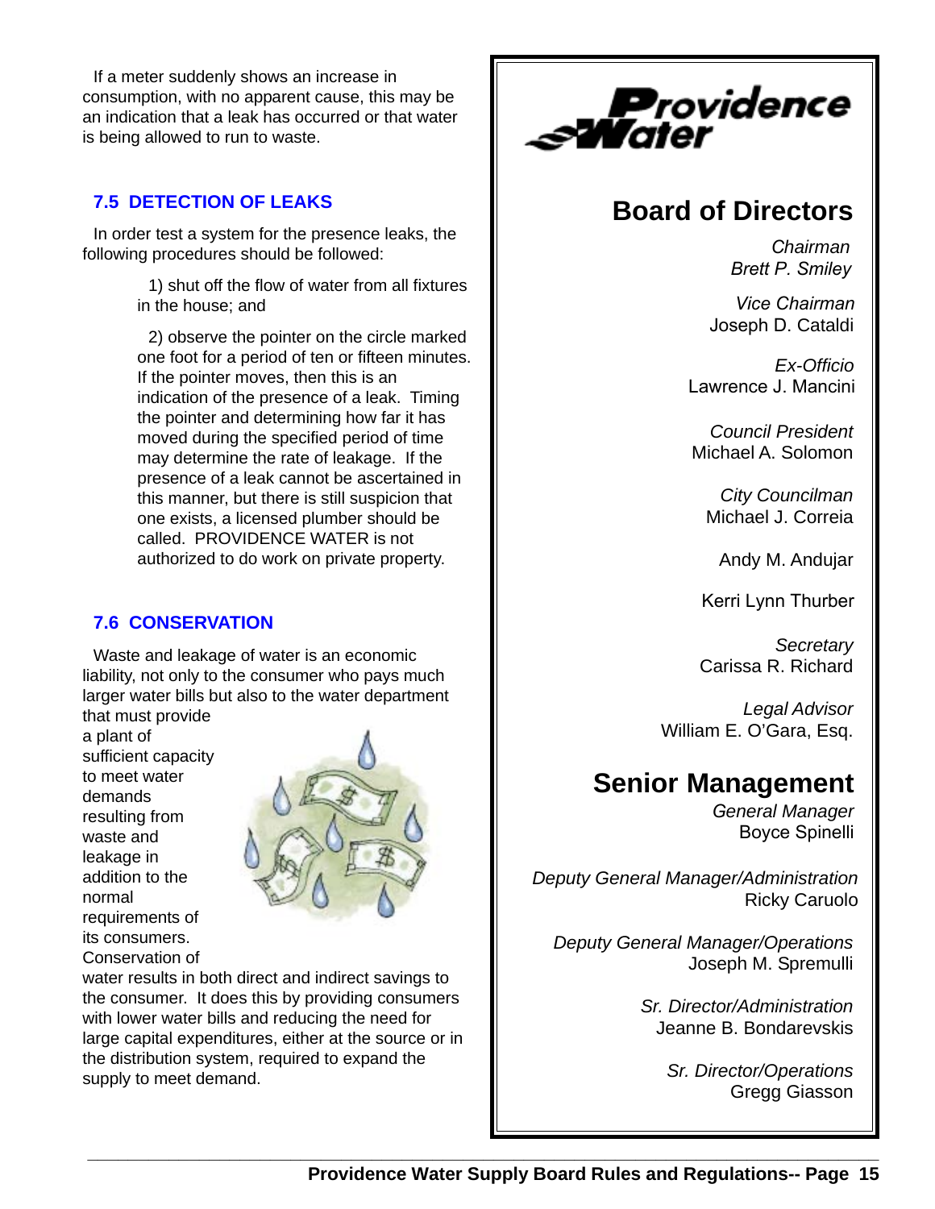If a meter suddenly shows an increase in consumption, with no apparent cause, this may be an indication that a leak has occurred or that water is being allowed to run to waste.

### 7.5 DETECTION OF LEAKS

In order test a system for the presence leaks, the following procedures should be followed:

1) shut off the flow of water from all fixtures in the house; and

2) observe the pointer on the circle marked one foot for a period of ten or fifteen minutes. If the pointer moves, then this is an indication of the presence of a leak. Timing the pointer and determining how far it has moved during the specified period of time may determine the rate of leakage. If the presence of a leak cannot be ascertained in this manner, but there is still suspicion that one exists, a licensed plumber should be called. PROVIDENCE WATER is not authorized to do work on private property.

### 7.6 CONSERVATION

Waste and leakage of water is an economic liability, not only to the consumer who pays much larger water bills but also to the water department that must provide a plant of sufficient capacity to meet water demands resulting from waste and leakage in addition to the normal requirements of its consumers. Conservation of water results in both direct and indirect savings to the consumer. It does this by providing consumers with lower water bills and reducing the need for large capital expenditures, either at the source or in the distribution system, required to expand the supply to meet demand.

---

**Providence Water**

## Board of Directors

*Chairman*
Brett P. Smiley

*Vice Chairman*
Joseph D. Cataldi

*Ex-Officio*
Lawrence J. Mancini

*Council President*
Michael A. Solomon

*City Councilman*
Michael J. Correia

Andy M. Andujar

Kerri Lynn Thurber

*Secretary*
Carissa R. Richard

*Legal Advisor*
William E. O'Gara, Esq.

## Senior Management

*General Manager*
Boyce Spinelli

*Deputy General Manager/Administration*
Ricky Caruolo

*Deputy General Manager/Operations*
Joseph M. Spremulli

*Sr. Director/Administration*
Jeanne B. Bondarevskis

*Sr. Director/Operations*
Gregg Giasson